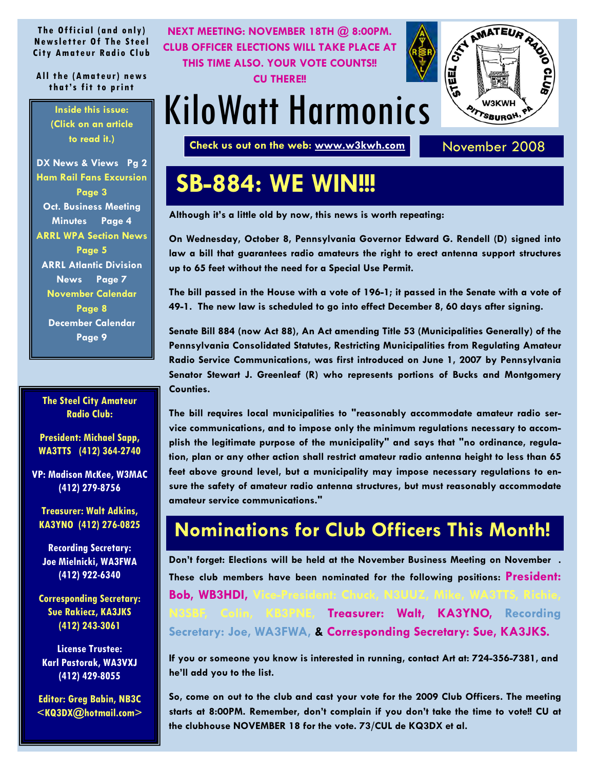The Official (and only) Newsletter Of The Steel City Amateur Radio Club

All the (Amateur) news that's fit to print

**NEXT MEETING: NOVEMBER 18TH @ 8:00PM. CLUB OFFICER ELECTIONS WILL TAKE PLACE AT THIS TIME ALSO. YOUR VOTE COUNTS!! CU THERE!!**

# KiloWatt Harmonics

**Check us out on the web: www.w3kwh.com**

November 2008

**Inside this issue: (Click on an article to read it.)**

- DX News & Views Pg 2
- Ham Rail Fans Excursion Page 3
- Oct. Business Meeting Minutes Page 4
- ARRL WPA Section News Page 5
- ARRL Atlantic Division News Page 7
- November Calendar Page 8
- December Calendar Page 9

**The Steel City Amateur Radio Club:**

President: Michael Sapp, WA3TTS (412) 364-2740

VP: Madison McKee, W3MAC (412) 279-8756

Treasurer: Walt Adkins, KA3YNO (412) 276-0825

Recording Secretary: Joe Mielnicki, WA3FWA (412) 922-6340

Corresponding Secretary: Sue Rakiecz, KA3JKS (412) 243-3061

License Trustee: Karl Pastorak, WA3VXJ (412) 429-8055

Editor: Greg Babin, NB3C <KQ3DX@hotmail.com>

## SB-884: WE WIN!!!

**Although it's a little old by now, this news is worth repeating:**

**On Wednesday, October 8, Pennsylvania Governor Edward G. Rendell (D) signed into law a bill that guarantees radio amateurs the right to erect antenna support structures up to 65 feet without the need for a Special Use Permit.**

**The bill passed in the House with a vote of 196-1; it passed in the Senate with a vote of 49-1. The new law is scheduled to go into effect December 8, 60 days after signing.**

**Senate Bill 884 (now Act 88), An Act amending Title 53 (Municipalities Generally) of the Pennsylvania Consolidated Statutes, Restricting Municipalities from Regulating Amateur Radio Service Communications, was first introduced on June 1, 2007 by Pennsylvania Senator Stewart J. Greenleaf (R) who represents portions of Bucks and Montgomery Counties.**

**The bill requires local municipalities to "reasonably accommodate amateur radio service communications, and to impose only the minimum regulations necessary to accomplish the legitimate purpose of the municipality" and says that "no ordinance, regulation, plan or any other action shall restrict amateur radio antenna height to less than 65 feet above ground level, but a municipality may impose necessary regulations to ensure the safety of amateur radio antenna structures, but must reasonably accommodate amateur service communications."**

## Nominations for Club Officers This Month!

**Don't forget: Elections will be held at the November Business Meeting on November . These club members have been nominated for the following positions: President: Bob, WB3HDI, Vice-President: Chuck, N3UUZ, Mike, WA3TTS, Richie, N3SBF, Colin, KB3PNE, Treasurer: Walt, KA3YNO, Recording Secretary: Joe, WA3FWA, & Corresponding Secretary: Sue, KA3JKS.**

**If you or someone you know is interested in running, contact Art at: 724-356-7381, and he'll add you to the list.**

**So, come on out to the club and cast your vote for the 2009 Club Officers. The meeting starts at 8:00PM. Remember, don't complain if you don't take the time to vote!! CU at the clubhouse NOVEMBER 18 for the vote. 73/CUL de KQ3DX et al.**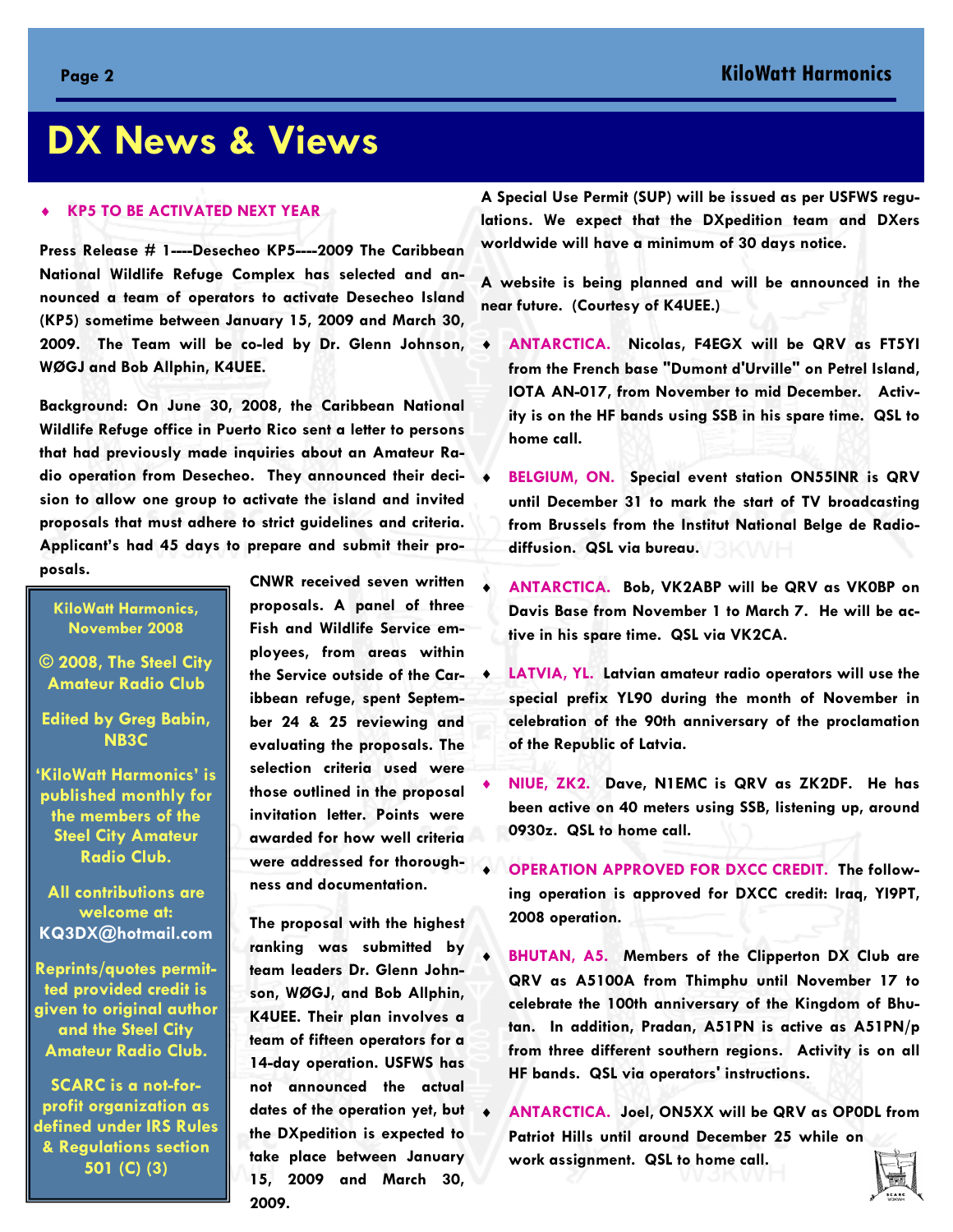# DX News & Views

- **KP5 TO BE ACTIVATED NEXT YEAR**

**Press Release # 1----Desecheo KP5----2009 The Caribbean National Wildlife Refuge Complex has selected and announced a team of operators to activate Desecheo Island (KP5) sometime between January 15, 2009 and March 30, 2009. The Team will be co-led by Dr. Glenn Johnson, WØGJ and Bob Allphin, K4UEE.**

**Background: On June 30, 2008, the Caribbean National Wildlife Refuge office in Puerto Rico sent a letter to persons that had previously made inquiries about an Amateur Radio operation from Desecheo. They announced their decision to allow one group to activate the island and invited proposals that must adhere to strict guidelines and criteria. Applicant's had 45 days to prepare and submit their proposals.**

**CNWR received seven written proposals. A panel of three Fish and Wildlife Service employees, from areas within the Service outside of the Caribbean refuge, spent September 24 & 25 reviewing and evaluating the proposals. The selection criteria used were those outlined in the proposal invitation letter. Points were awarded for how well criteria were addressed for thoroughness and documentation.**

**The proposal with the highest ranking was submitted by team leaders Dr. Glenn Johnson, WØGJ, and Bob Allphin, K4UEE. Their plan involves a team of fifteen operators for a 14-day operation. USFWS has not announced the actual dates of the operation yet, but the DXpedition is expected to take place between January 15, 2009 and March 30, 2009.**

**A Special Use Permit (SUP) will be issued as per USFWS regulations. We expect that the DXpedition team and DXers worldwide will have a minimum of 30 days notice.**

**A website is being planned and will be announced in the near future. (Courtesy of K4UEE.)**

- **ANTARCTICA. Nicolas, F4EGX will be QRV as FT5YI from the French base "Dumont d'Urville" on Petrel Island, IOTA AN-017, from November to mid December. Activity is on the HF bands using SSB in his spare time. QSL to home call.**
- **BELGIUM, ON. Special event station ON55INR is QRV until December 31 to mark the start of TV broadcasting from Brussels from the Institut National Belge de Radiodiffusion. QSL via bureau.**
- **ANTARCTICA. Bob, VK2ABP will be QRV as VK0BP on Davis Base from November 1 to March 7. He will be active in his spare time. QSL via VK2CA.**
- **LATVIA, YL. Latvian amateur radio operators will use the special prefix YL90 during the month of November in celebration of the 90th anniversary of the proclamation of the Republic of Latvia.**
- **NIUE, ZK2. Dave, N1EMC is QRV as ZK2DF. He has been active on 40 meters using SSB, listening up, around 0930z. QSL to home call.**
- **OPERATION APPROVED FOR DXCC CREDIT. The following operation is approved for DXCC credit: Iraq, YI9PT, 2008 operation.**
- **BHUTAN, A5. Members of the Clipperton DX Club are QRV as A5100A from Thimphu until November 17 to celebrate the 100th anniversary of the Kingdom of Bhutan. In addition, Pradan, A51PN is active as A51PN/p from three different southern regions. Activity is on all HF bands. QSL via operators' instructions.**
- **ANTARCTICA. Joel, ON5XX will be QRV as OP0DL from Patriot Hills until around December 25 while on work assignment. QSL to home call.**

---

**KiloWatt Harmonics, November 2008**

**© 2008, The Steel City Amateur Radio Club**

**Edited by Greg Babin, NB3C**

**'KiloWatt Harmonics' is published monthly for the members of the Steel City Amateur Radio Club.**

**All contributions are welcome at: KQ3DX@hotmail.com**

**Reprints/quotes permitted provided credit is given to original author and the Steel City Amateur Radio Club.**

**SCARC is a not-for-profit organization as defined under IRS Rules & Regulations section 501 (C) (3)**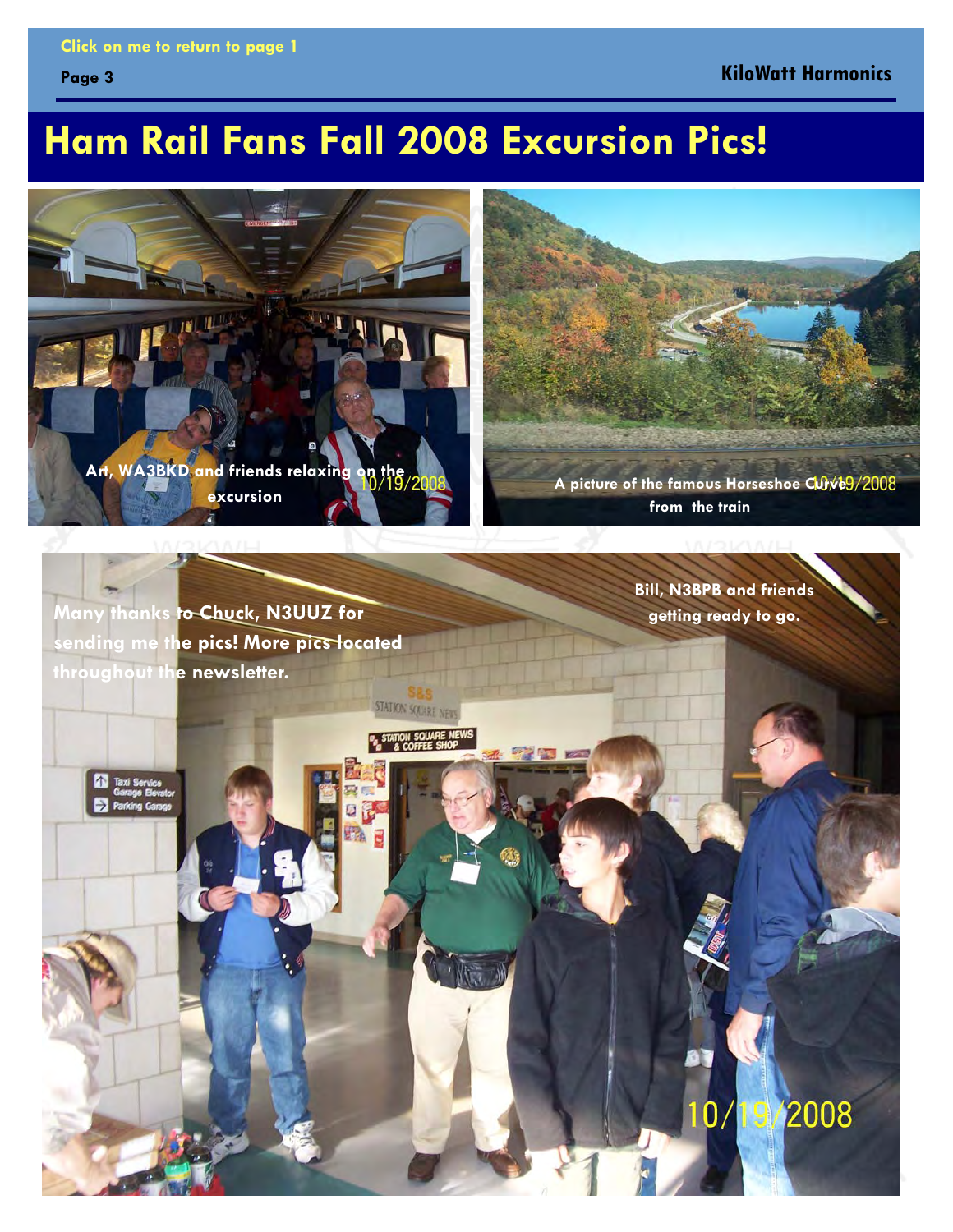Click on me to return to page 1

# Ham Rail Fans Fall 2008 Excursion Pics!

Art, WA3BKD and friends relaxing on the excursion

A picture of the famous Horseshoe Curve from the train

Many thanks to Chuck, N3UUZ for sending me the pics! More pics located throughout the newsletter.

Bill, N3BPB and friends getting ready to go.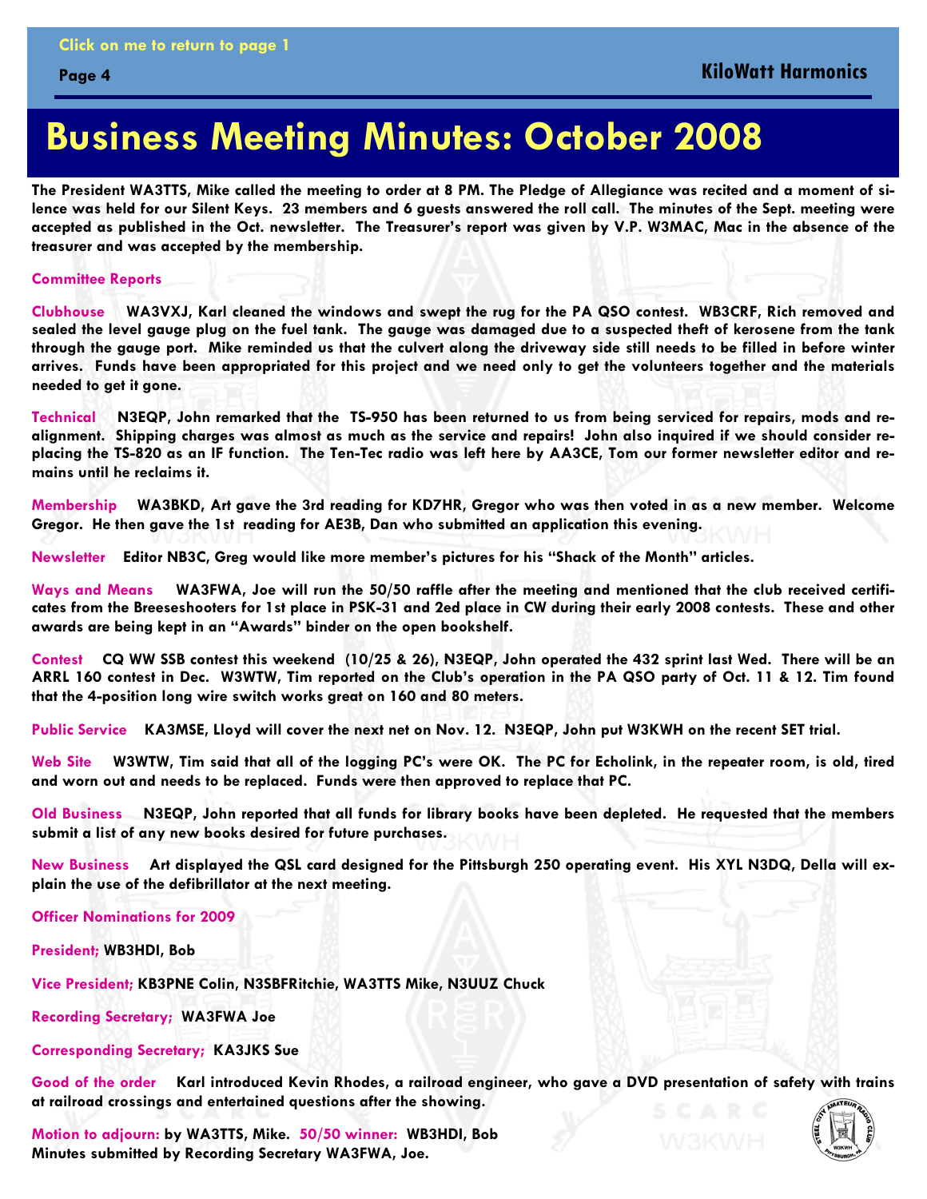# Business Meeting Minutes: October 2008

**The President WA3TTS, Mike called the meeting to order at 8 PM. The Pledge of Allegiance was recited and a moment of silence was held for our Silent Keys. 23 members and 6 guests answered the roll call. The minutes of the Sept. meeting were accepted as published in the Oct. newsletter. The Treasurer's report was given by V.P. W3MAC, Mac in the absence of the treasurer and was accepted by the membership.**

**Committee Reports**

**Clubhouse** WA3VXJ, Karl cleaned the windows and swept the rug for the PA QSO contest. WB3CRF, Rich removed and sealed the level gauge plug on the fuel tank. The gauge was damaged due to a suspected theft of kerosene from the tank through the gauge port. Mike reminded us that the culvert along the driveway side still needs to be filled in before winter arrives. Funds have been appropriated for this project and we need only to get the volunteers together and the materials needed to get it gone.

**Technical** N3EQP, John remarked that the TS-950 has been returned to us from being serviced for repairs, mods and re-alignment. Shipping charges was almost as much as the service and repairs! John also inquired if we should consider replacing the TS-820 as an IF function. The Ten-Tec radio was left here by AA3CE, Tom our former newsletter editor and remains until he reclaims it.

**Membership** WA3BKD, Art gave the 3rd reading for KD7HR, Gregor who was then voted in as a new member. Welcome Gregor. He then gave the 1st reading for AE3B, Dan who submitted an application this evening.

**Newsletter** Editor NB3C, Greg would like more member's pictures for his "Shack of the Month" articles.

**Ways and Means** WA3FWA, Joe will run the 50/50 raffle after the meeting and mentioned that the club received certificates from the Breeseshooters for 1st place in PSK-31 and 2ed place in CW during their early 2008 contests. These and other awards are being kept in an "Awards" binder on the open bookshelf.

**Contest** CQ WW SSB contest this weekend (10/25 & 26), N3EQP, John operated the 432 sprint last Wed. There will be an ARRL 160 contest in Dec. W3WTW, Tim reported on the Club's operation in the PA QSO party of Oct. 11 & 12. Tim found that the 4-position long wire switch works great on 160 and 80 meters.

**Public Service** KA3MSE, Lloyd will cover the next net on Nov. 12. N3EQP, John put W3KWH on the recent SET trial.

**Web Site** W3WTW, Tim said that all of the logging PC's were OK. The PC for Echolink, in the repeater room, is old, tired and worn out and needs to be replaced. Funds were then approved to replace that PC.

**Old Business** N3EQP, John reported that all funds for library books have been depleted. He requested that the members submit a list of any new books desired for future purchases.

**New Business** Art displayed the QSL card designed for the Pittsburgh 250 operating event. His XYL N3DQ, Della will explain the use of the defibrillator at the next meeting.

**Officer Nominations for 2009**

**President;** WB3HDI, Bob

**Vice President;** KB3PNE Colin, N3SBFRitchie, WA3TTS Mike, N3UUZ Chuck

**Recording Secretary;** WA3FWA Joe

**Corresponding Secretary;** KA3JKS Sue

**Good of the order** Karl introduced Kevin Rhodes, a railroad engineer, who gave a DVD presentation of safety with trains at railroad crossings and entertained questions after the showing.

**Motion to adjourn:** by WA3TTS, Mike. **50/50 winner:** WB3HDI, Bob
Minutes submitted by Recording Secretary WA3FWA, Joe.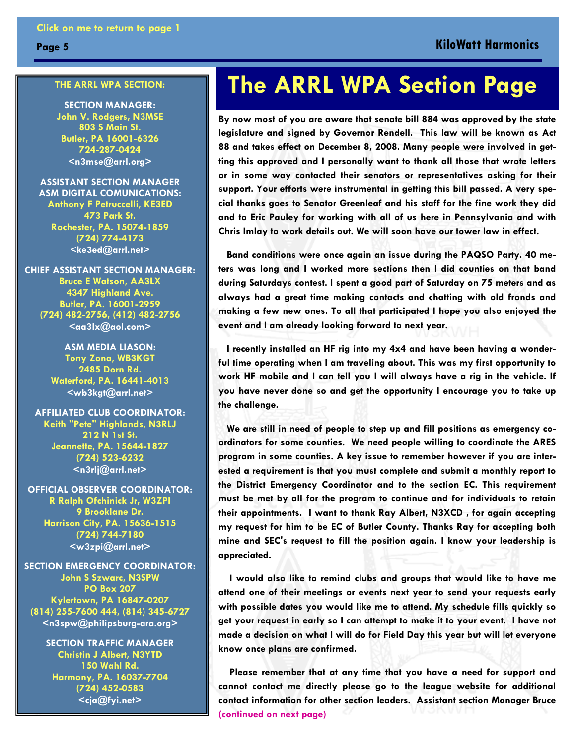# The ARRL WPA Section Page

**By now most of you are aware that senate bill 884 was approved by the state legislature and signed by Governor Rendell. This law will be known as Act 88 and takes effect on December 8, 2008. Many people were involved in getting this approved and I personally want to thank all those that wrote letters or in some way contacted their senators or representatives asking for their support. Your efforts were instrumental in getting this bill passed. A very special thanks goes to Senator Greenleaf and his staff for the fine work they did and to Eric Pauley for working with all of us here in Pennsylvania and with Chris Imlay to work details out. We will soon have our tower law in effect.**

**Band conditions were once again an issue during the PAQSO Party. 40 meters was long and I worked more sections then I did counties on that band during Saturdays contest. I spent a good part of Saturday on 75 meters and as always had a great time making contacts and chatting with old fronds and making a few new ones. To all that participated I hope you also enjoyed the event and I am already looking forward to next year.**

**I recently installed an HF rig into my 4x4 and have been having a wonderful time operating when I am traveling about. This was my first opportunity to work HF mobile and I can tell you I will always have a rig in the vehicle. If you have never done so and get the opportunity I encourage you to take up the challenge.**

**We are still in need of people to step up and fill positions as emergency coordinators for some counties. We need people willing to coordinate the ARES program in some counties. A key issue to remember however if you are interested a requirement is that you must complete and submit a monthly report to the District Emergency Coordinator and to the section EC. This requirement must be met by all for the program to continue and for individuals to retain their appointments. I want to thank Ray Albert, N3XCD , for again accepting my request for him to be EC of Butler County. Thanks Ray for accepting both mine and SEC's request to fill the position again. I know your leadership is appreciated.**

**I would also like to remind clubs and groups that would like to have me attend one of their meetings or events next year to send your requests early with possible dates you would like me to attend. My schedule fills quickly so get your request in early so I can attempt to make it to your event. I have not made a decision on what I will do for Field Day this year but will let everyone know once plans are confirmed.**

**Please remember that at any time that you have a need for support and cannot contact me directly please go to the league website for additional contact information for other section leaders. Assistant section Manager Bruce**
**(continued on next page)**

---

**THE ARRL WPA SECTION:**

**SECTION MANAGER:**
John V. Rodgers, N3MSE
803 S Main St.
Butler, PA 16001-6326
724-287-0424
<n3mse@arrl.org>

**ASSISTANT SECTION MANAGER**
**ASM DIGITAL COMUNICATIONS:**
Anthony F Petruccelli, KE3ED
473 Park St.
Rochester, PA. 15074-1859
(724) 774-4173
<ke3ed@arrl.net>

**CHIEF ASSISTANT SECTION MANAGER:**
Bruce E Watson, AA3LX
4347 Highland Ave.
Butler, PA. 16001-2959
(724) 482-2756, (412) 482-2756
<aa3lx@aol.com>

**ASM MEDIA LIASON:**
Tony Zona, WB3KGT
2485 Dorn Rd.
Waterford, PA. 16441-4013
<wb3kgt@arrl.net>

**AFFILIATED CLUB COORDINATOR:**
Keith "Pete" Highlands, N3RLJ
212 N 1st St.
Jeannette, PA. 15644-1827
(724) 523-6232
<n3rlj@arrl.net>

**OFFICIAL OBSERVER COORDINATOR:**
R Ralph Ofchinick Jr, W3ZPI
9 Brooklane Dr.
Harrison City, PA. 15636-1515
(724) 744-7180
<w3zpi@arrl.net>

**SECTION EMERGENCY COORDINATOR:**
John S Szwarc, N3SPW
PO Box 207
Kylertown, PA 16847-0207
(814) 255-7600 444, (814) 345-6727
<n3spw@philipsburg-ara.org>

**SECTION TRAFFIC MANAGER**
Christin J Albert, N3YTD
150 Wahl Rd.
Harmony, PA. 16037-7704
(724) 452-0583
<cja@fyi.net>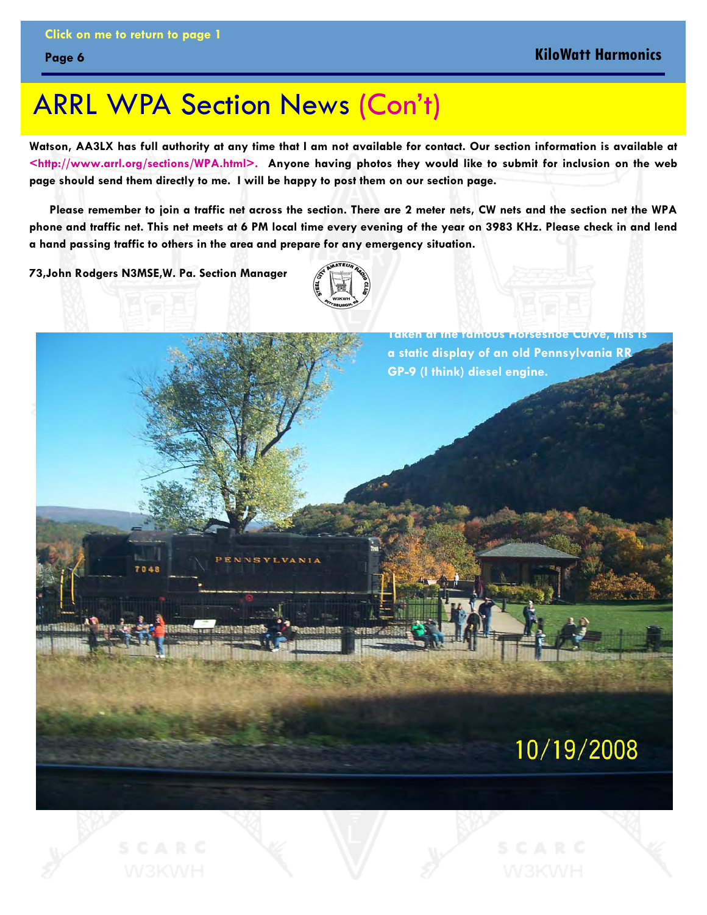# ARRL WPA Section News (Con't)

**Watson, AA3LX has full authority at any time that I am not available for contact. Our section information is available at <http://www.arrl.org/sections/WPA.html>. Anyone having photos they would like to submit for inclusion on the web page should send them directly to me. I will be happy to post them on our section page.**

**Please remember to join a traffic net across the section. There are 2 meter nets, CW nets and the section net the WPA phone and traffic net. This net meets at 6 PM local time every evening of the year on 3983 KHz. Please check in and lend a hand passing traffic to others in the area and prepare for any emergency situation.**

**73,John Rodgers N3MSE,W. Pa. Section Manager**

**Taken at the famous Horseshoe Curve, this is a static display of an old Pennsylvania RR GP-9 (I think) diesel engine.**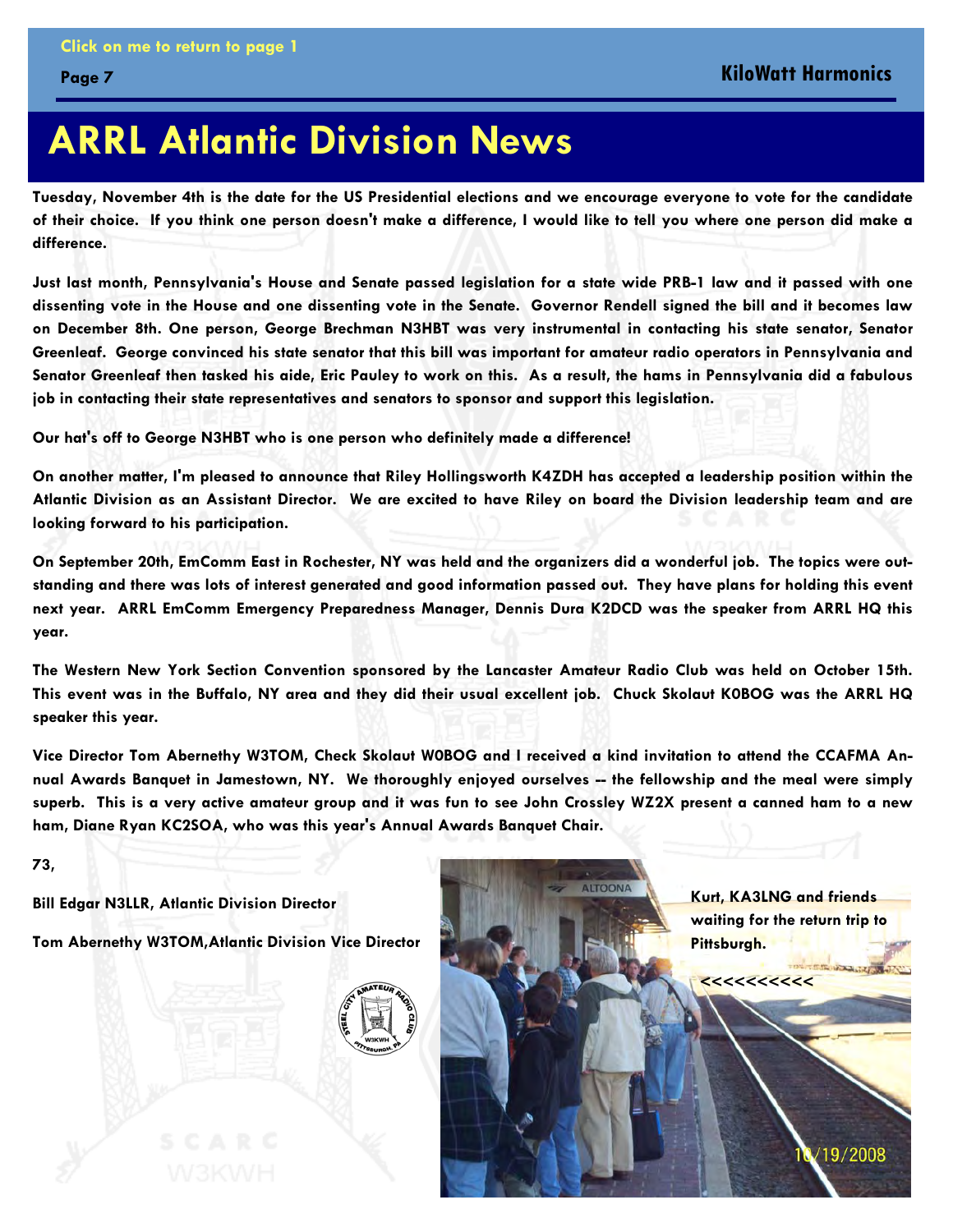# ARRL Atlantic Division News

**Tuesday, November 4th is the date for the US Presidential elections and we encourage everyone to vote for the candidate of their choice. If you think one person doesn't make a difference, I would like to tell you where one person did make a difference.**

**Just last month, Pennsylvania's House and Senate passed legislation for a state wide PRB-1 law and it passed with one dissenting vote in the House and one dissenting vote in the Senate. Governor Rendell signed the bill and it becomes law on December 8th. One person, George Brechman N3HBT was very instrumental in contacting his state senator, Senator Greenleaf. George convinced his state senator that this bill was important for amateur radio operators in Pennsylvania and Senator Greenleaf then tasked his aide, Eric Pauley to work on this. As a result, the hams in Pennsylvania did a fabulous job in contacting their state representatives and senators to sponsor and support this legislation.**

**Our hat's off to George N3HBT who is one person who definitely made a difference!**

**On another matter, I'm pleased to announce that Riley Hollingsworth K4ZDH has accepted a leadership position within the Atlantic Division as an Assistant Director. We are excited to have Riley on board the Division leadership team and are looking forward to his participation.**

**On September 20th, EmComm East in Rochester, NY was held and the organizers did a wonderful job. The topics were outstanding and there was lots of interest generated and good information passed out. They have plans for holding this event next year. ARRL EmComm Emergency Preparedness Manager, Dennis Dura K2DCD was the speaker from ARRL HQ this year.**

**The Western New York Section Convention sponsored by the Lancaster Amateur Radio Club was held on October 15th. This event was in the Buffalo, NY area and they did their usual excellent job. Chuck Skolaut K0BOG was the ARRL HQ speaker this year.**

**Vice Director Tom Abernethy W3TOM, Check Skolaut W0BOG and I received a kind invitation to attend the CCAFMA Annual Awards Banquet in Jamestown, NY. We thoroughly enjoyed ourselves -- the fellowship and the meal were simply superb. This is a very active amateur group and it was fun to see John Crossley WZ2X present a canned ham to a new ham, Diane Ryan KC2SOA, who was this year's Annual Awards Banquet Chair.**

**73,**

**Bill Edgar N3LLR, Atlantic Division Director**

**Tom Abernethy W3TOM, Atlantic Division Vice Director**

**Kurt, KA3LNG and friends waiting for the return trip to Pittsburgh.**

**<<<<<<<<<<**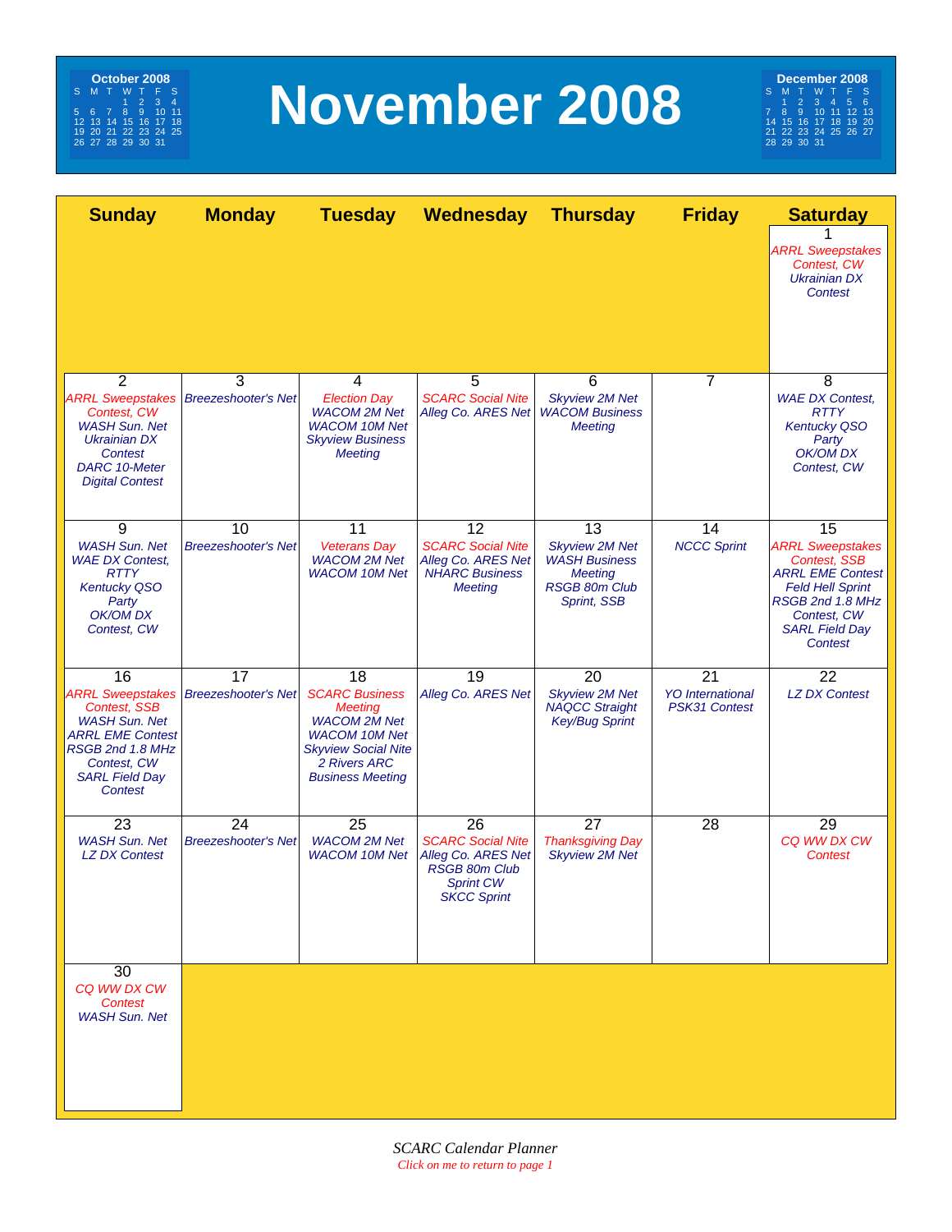# November 2008

| October 2008 | | | | | | |
|---|---|---|---|---|---|---|
| S | M | T | W | T | F | S |
| | | | 1 | 2 | 3 | 4 |
| 5 | 6 | 7 | 8 | 9 | 10 | 11 |
| 12 | 13 | 14 | 15 | 16 | 17 | 18 |
| 19 | 20 | 21 | 22 | 23 | 24 | 25 |
| 26 | 27 | 28 | 29 | 30 | 31 | |

| December 2008 | | | | | | |
|---|---|---|---|---|---|---|
| S | M | T | W | T | F | S |
| | 1 | 2 | 3 | 4 | 5 | 6 |
| 7 | 8 | 9 | 10 | 11 | 12 | 13 |
| 14 | 15 | 16 | 17 | 18 | 19 | 20 |
| 21 | 22 | 23 | 24 | 25 | 26 | 27 |
| 28 | 29 | 30 | 31 | | | |

| Sunday | Monday | Tuesday | Wednesday | Thursday | Friday | Saturday |
|---|---|---|---|---|---|---|
| | | | | | | 1<br>*ARRL Sweepstakes Contest, CW*<br>*Ukrainian DX Contest* |
| 2<br>*ARRL Sweepstakes Contest, CW*<br>*WASH Sun. Net*<br>*Ukrainian DX Contest*<br>*DARC 10-Meter Digital Contest* | 3<br>*Breezeshooter's Net* | 4<br>*Election Day*<br>*WACOM 2M Net*<br>*WACOM 10M Net*<br>*Skyview Business Meeting* | 5<br>*SCARC Social Nite*<br>*Alleg Co. ARES Net* | 6<br>*Skyview 2M Net*<br>*WACOM Business Meeting* | 7 | 8<br>*WAE DX Contest, RTTY*<br>*Kentucky QSO Party*<br>*OK/OM DX Contest, CW* |
| 9<br>*WASH Sun. Net*<br>*WAE DX Contest, RTTY*<br>*Kentucky QSO Party*<br>*OK/OM DX Contest, CW* | 10<br>*Breezeshooter's Net* | 11<br>*Veterans Day*<br>*WACOM 2M Net*<br>*WACOM 10M Net* | 12<br>*SCARC Social Nite*<br>*Alleg Co. ARES Net*<br>*NHARC Business Meeting* | 13<br>*Skyview 2M Net*<br>*WASH Business Meeting*<br>*RSGB 80m Club Sprint, SSB* | 14<br>*NCCC Sprint* | 15<br>*ARRL Sweepstakes Contest, SSB*<br>*ARRL EME Contest*<br>*Feld Hell Sprint*<br>*RSGB 2nd 1.8 MHz Contest, CW*<br>*SARL Field Day Contest* |
| 16<br>*ARRL Sweepstakes Contest, SSB*<br>*WASH Sun. Net*<br>*ARRL EME Contest*<br>*RSGB 2nd 1.8 MHz Contest, CW*<br>*SARL Field Day Contest* | 17<br>*Breezeshooter's Net* | 18<br>*SCARC Business Meeting*<br>*WACOM 2M Net*<br>*WACOM 10M Net*<br>*Skyview Social Nite*<br>*2 Rivers ARC Business Meeting* | 19<br>*Alleg Co. ARES Net* | 20<br>*Skyview 2M Net*<br>*NAQCC Straight Key/Bug Sprint* | 21<br>*YO International PSK31 Contest* | 22<br>*LZ DX Contest* |
| 23<br>*WASH Sun. Net*<br>*LZ DX Contest* | 24<br>*Breezeshooter's Net* | 25<br>*WACOM 2M Net*<br>*WACOM 10M Net* | 26<br>*SCARC Social Nite*<br>*Alleg Co. ARES Net*<br>*RSGB 80m Club Sprint CW*<br>*SKCC Sprint* | 27<br>*Thanksgiving Day*<br>*Skyview 2M Net* | 28 | 29<br>*CQ WW DX CW Contest* |
| 30<br>*CQ WW DX CW Contest*<br>*WASH Sun. Net* | | | | | | |

SCARC Calendar Planner
*Click on me to return to page 1*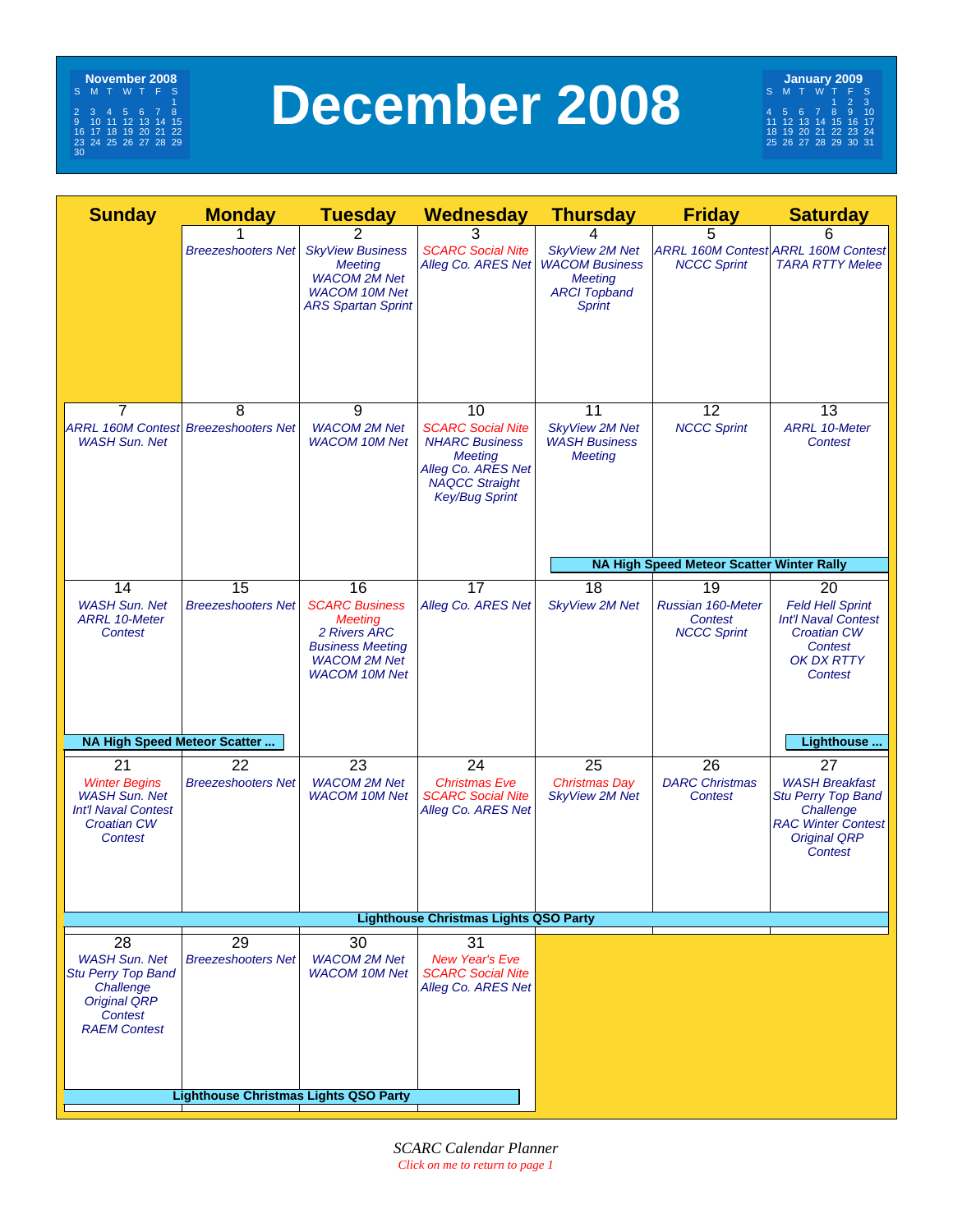# December 2008

**November 2008**

| S | M | T | W | T | F | S |
|---|---|---|---|---|---|---|
| | | | | | | 1 |
| 2 | 3 | 4 | 5 | 6 | 7 | 8 |
| 9 | 10 | 11 | 12 | 13 | 14 | 15 |
| 16 | 17 | 18 | 19 | 20 | 21 | 22 |
| 23 | 24 | 25 | 26 | 27 | 28 | 29 |
| 30 | | | | | | |

**January 2009**

| S | M | T | W | T | F | S |
|---|---|---|---|---|---|---|
| | | | | 1 | 2 | 3 |
| 4 | 5 | 6 | 7 | 8 | 9 | 10 |
| 11 | 12 | 13 | 14 | 15 | 16 | 17 |
| 18 | 19 | 20 | 21 | 22 | 23 | 24 |
| 25 | 26 | 27 | 28 | 29 | 30 | 31 |

| Sunday | Monday | Tuesday | Wednesday | Thursday | Friday | Saturday |
|---|---|---|---|---|---|---|
| | 1<br>*Breezeshooters Net* | 2<br>*SkyView Business Meeting*<br>*WACOM 2M Net*<br>*WACOM 10M Net*<br>*ARS Spartan Sprint* | 3<br>*SCARC Social Nite*<br>*Alleg Co. ARES Net* | 4<br>*SkyView 2M Net*<br>*WACOM Business Meeting*<br>*ARCI Topband Sprint* | 5<br>*ARRL 160M Contest*<br>*NCCC Sprint* | 6<br>*ARRL 160M Contest*<br>*TARA RTTY Melee* |
| 7<br>*ARRL 160M Contest*<br>*WASH Sun. Net* | 8<br>*Breezeshooters Net* | 9<br>*WACOM 2M Net*<br>*WACOM 10M Net* | 10<br>*SCARC Social Nite*<br>*NHARC Business Meeting*<br>*Alleg Co. ARES Net*<br>*NAQCC Straight Key/Bug Sprint* | 11<br>*SkyView 2M Net*<br>*WASH Business Meeting*<br>**NA High Speed Meteor Scatter Winter Rally** | 12<br>*NCCC Sprint* | 13<br>*ARRL 10-Meter Contest* |
| 14<br>*WASH Sun. Net*<br>*ARRL 10-Meter Contest*<br>**NA High Speed Meteor Scatter ...** | 15<br>*Breezeshooters Net* | 16<br>*SCARC Business Meeting*<br>*2 Rivers ARC Business Meeting*<br>*WACOM 2M Net*<br>*WACOM 10M Net* | 17<br>*Alleg Co. ARES Net* | 18<br>*SkyView 2M Net* | 19<br>*Russian 160-Meter Contest*<br>*NCCC Sprint* | 20<br>*Feld Hell Sprint*<br>*Int'l Naval Contest*<br>*Croatian CW Contest*<br>*OK DX RTTY Contest*<br>**Lighthouse ...** |
| 21<br>*Winter Begins*<br>*WASH Sun. Net*<br>*Int'l Naval Contest*<br>*Croatian CW Contest*<br>**Lighthouse Christmas Lights QSO Party** | 22<br>*Breezeshooters Net* | 23<br>*WACOM 2M Net*<br>*WACOM 10M Net* | 24<br>*Christmas Eve*<br>*SCARC Social Nite*<br>*Alleg Co. ARES Net* | 25<br>*Christmas Day*<br>*SkyView 2M Net* | 26<br>*DARC Christmas Contest* | 27<br>*WASH Breakfast*<br>*Stu Perry Top Band Challenge*<br>*RAC Winter Contest*<br>*Original QRP Contest* |
| 28<br>*WASH Sun. Net*<br>*Stu Perry Top Band Challenge*<br>*Original QRP Contest*<br>*RAEM Contest*<br>**Lighthouse Christmas Lights QSO Party** | 29<br>*Breezeshooters Net* | 30<br>*WACOM 2M Net*<br>*WACOM 10M Net* | 31<br>*New Year's Eve*<br>*SCARC Social Nite*<br>*Alleg Co. ARES Net* | | | |

*SCARC Calendar Planner*

*Click on me to return to page 1*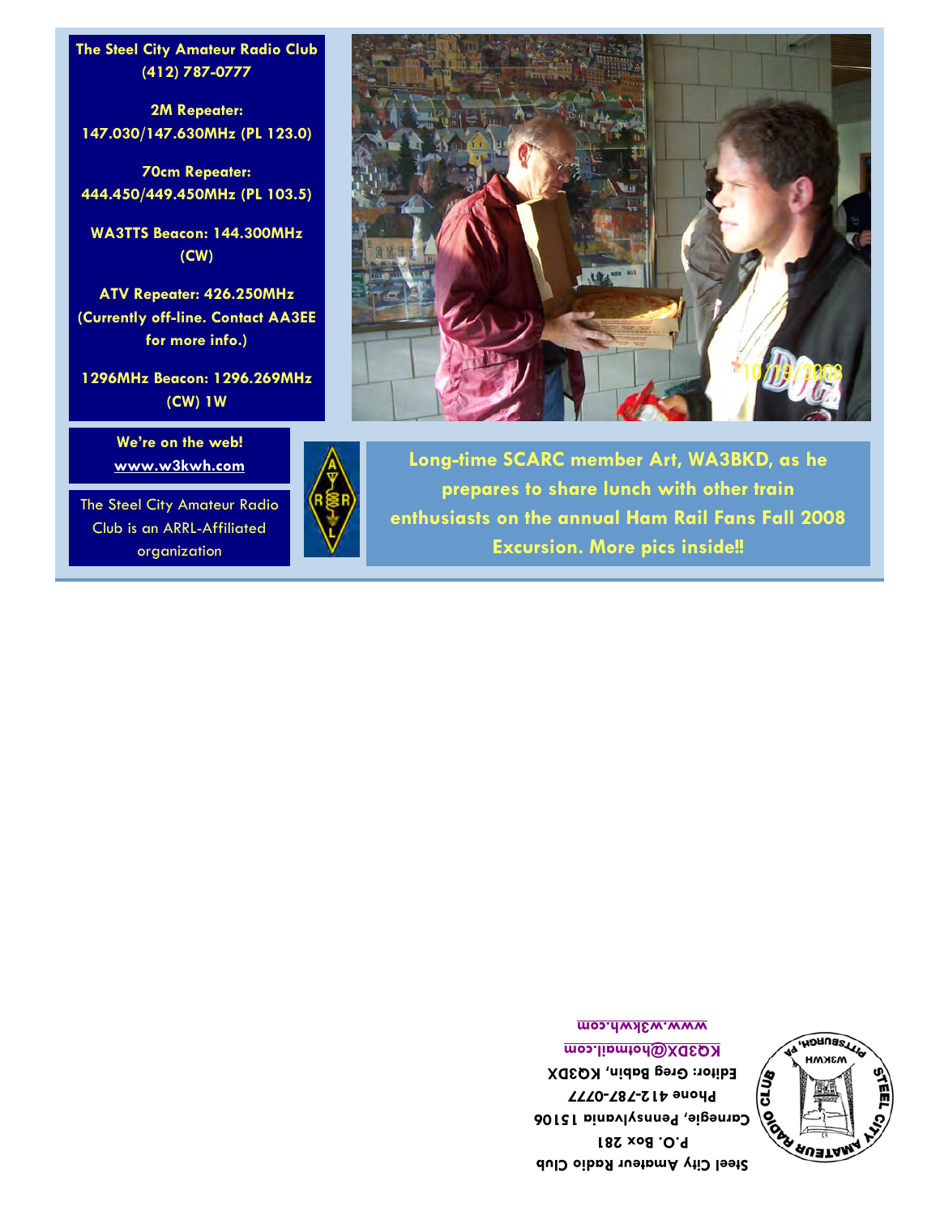**The Steel City Amateur Radio Club (412) 787-0777**

**2M Repeater: 147.030/147.630MHz (PL 123.0)**

**70cm Repeater: 444.450/449.450MHz (PL 103.5)**

**WA3TTS Beacon: 144.300MHz (CW)**

**ATV Repeater: 426.250MHz (Currently off-line. Contact AA3EE for more info.)**

**1296MHz Beacon: 1296.269MHz (CW) 1W**

**We're on the web! www.w3kwh.com**

The Steel City Amateur Radio Club is an ARRL-Affiliated organization

**Long-time SCARC member Art, WA3BKD, as he prepares to share lunch with other train enthusiasts on the annual Ham Rail Fans Fall 2008 Excursion. More pics inside!!**

Steel City Amateur Radio Club
P.O. Box 281
Carnegie, Pennsylvania 15106
Phone 412-787-0777
Editor: Greg Babin, KQ3DX
KQ3DX@hotmail.com
www.w3kwh.com